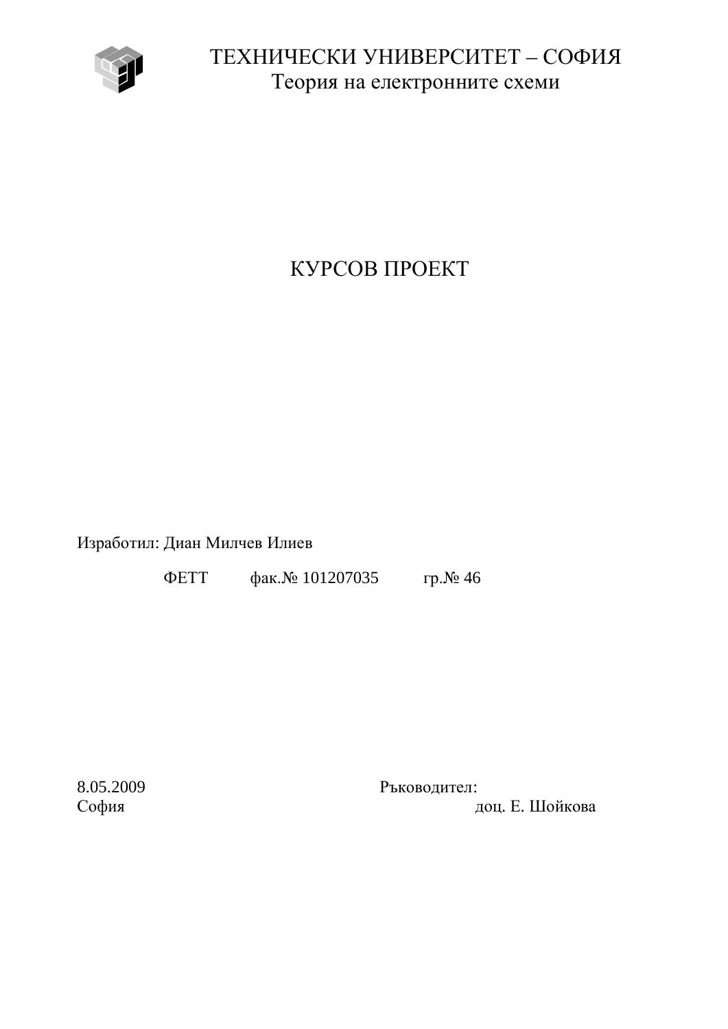ТЕХНИЧЕСКИ УНИВЕРСИТЕТ – СОФИЯ

Теория на електронните схеми

# КУРСОВ ПРОЕКТ

Изработил: Диан Милчев Илиев

ФЕТТ фак.№ 101207035 гр.№ 46

8.05.2009
София

Ръководител:
доц. Е. Шойкова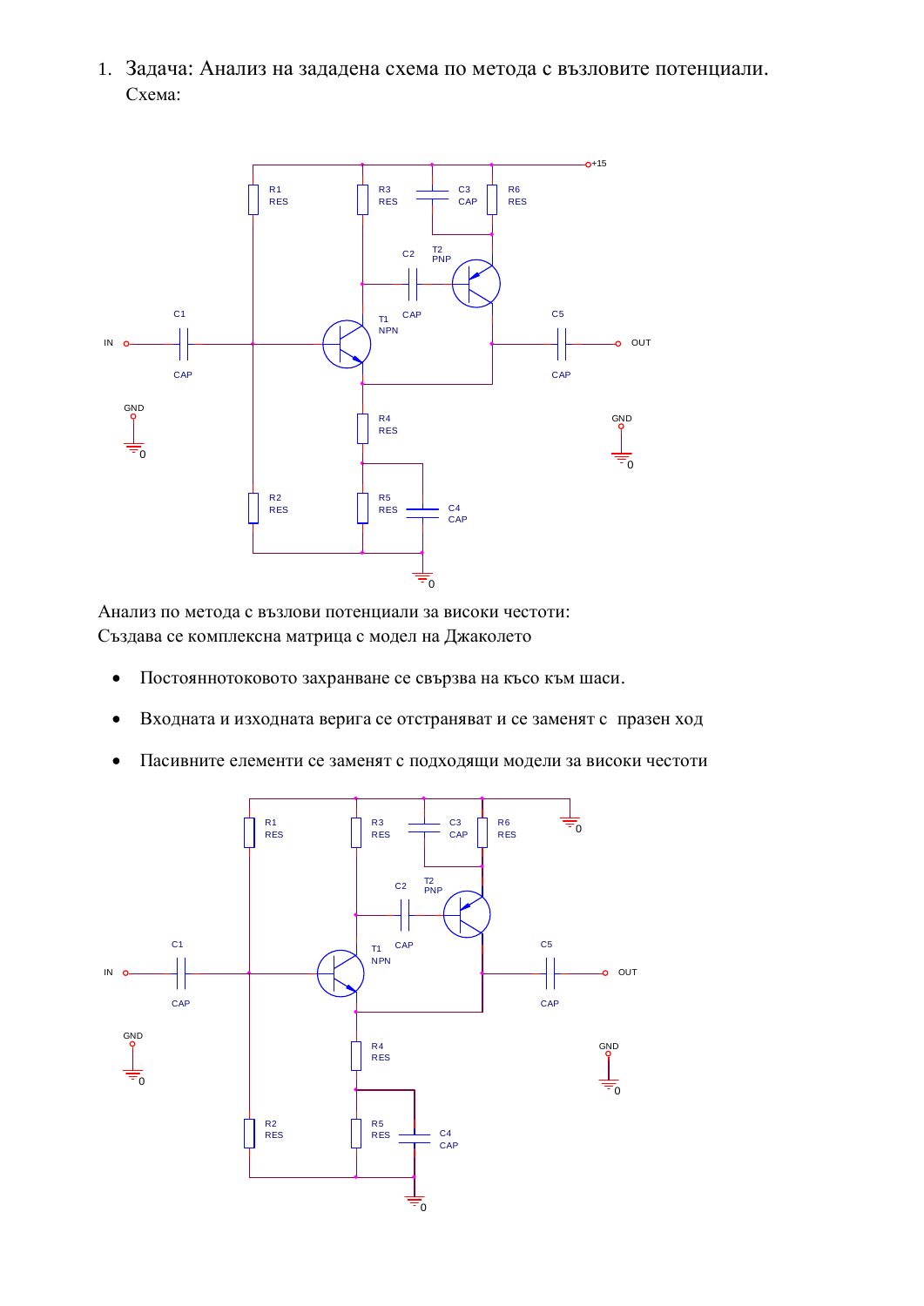1. Задача: Анализ на зададена схема по метода с възловите потенциали.
   Схема:

Анализ по метода с възлови потенциали за високи честоти:
Създава се комплексна матрица с модел на Джаколето

- Постояннотоковото захранване се свързва на късо към шаси.
- Входната и изходната верига се отстраняват и се заменят с празен ход
- Пасивните елементи се заменят с подходящи модели за високи честоти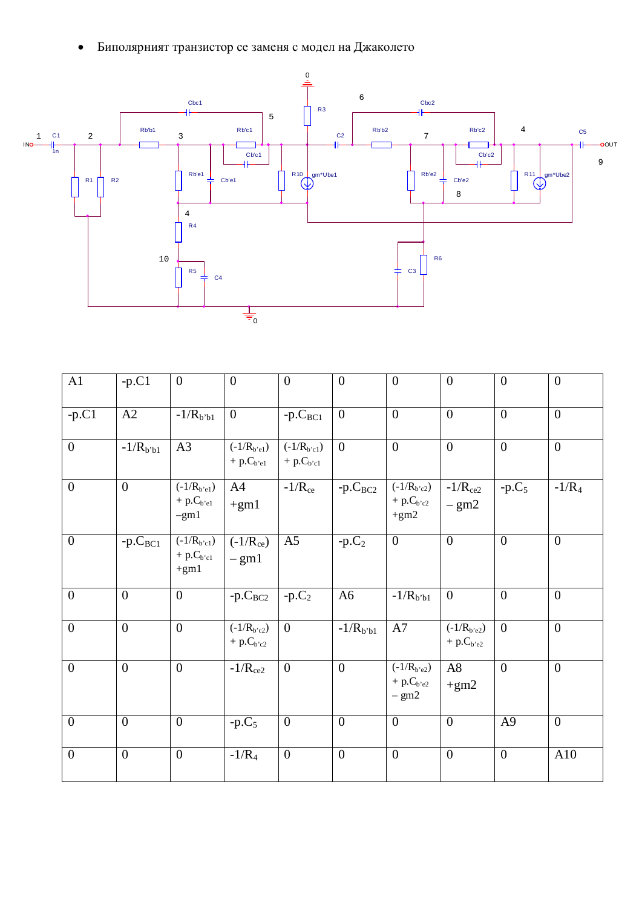- Биполярният транзистор се заменя с модел на Джаколето

| A1 | -p.C1 | 0 | 0 | 0 | 0 | 0 | 0 | 0 | 0 |
|---|---|---|---|---|---|---|---|---|---|
| -p.C1 | A2 | $-1/R_{b'b1}$ | 0 | $-p.C_{BC1}$ | 0 | 0 | 0 | 0 | 0 |
| 0 | $-1/R_{b'b1}$ | A3 | $(-1/R_{b'e1}) + p.C_{b'e1}$ | $(-1/R_{b'c1}) + p.C_{b'c1}$ | 0 | 0 | 0 | 0 | 0 |
| 0 | 0 | $(-1/R_{b'e1}) + p.C_{b'e1} - gm1$ | A4 +gm1 | $-1/R_{ce}$ | $-p.C_{BC2}$ | $(-1/R_{b'c2}) + p.C_{b'c2} + gm2$ | $-1/R_{ce2} - gm2$ | $-p.C_5$ | $-1/R_4$ |
| 0 | $-p.C_{BC1}$ | $(-1/R_{b'c1}) + p.C_{b'c1} + gm1$ | $(-1/R_{ce}) - gm1$ | A5 | $-p.C_2$ | 0 | 0 | 0 | 0 |
| 0 | 0 | 0 | $-p.C_{BC2}$ | $-p.C_2$ | A6 | $-1/R_{b'b1}$ | 0 | 0 | 0 |
| 0 | 0 | 0 | $(-1/R_{b'c2}) + p.C_{b'c2}$ | 0 | $-1/R_{b'b1}$ | A7 | $(-1/R_{b'e2}) + p.C_{b'e2}$ | 0 | 0 |
| 0 | 0 | 0 | $-1/R_{ce2}$ | 0 | 0 | $(-1/R_{b'e2}) + p.C_{b'e2} - gm2$ | A8 +gm2 | 0 | 0 |
| 0 | 0 | 0 | $-p.C_5$ | 0 | 0 | 0 | 0 | A9 | 0 |
| 0 | 0 | 0 | $-1/R_4$ | 0 | 0 | 0 | 0 | 0 | A10 |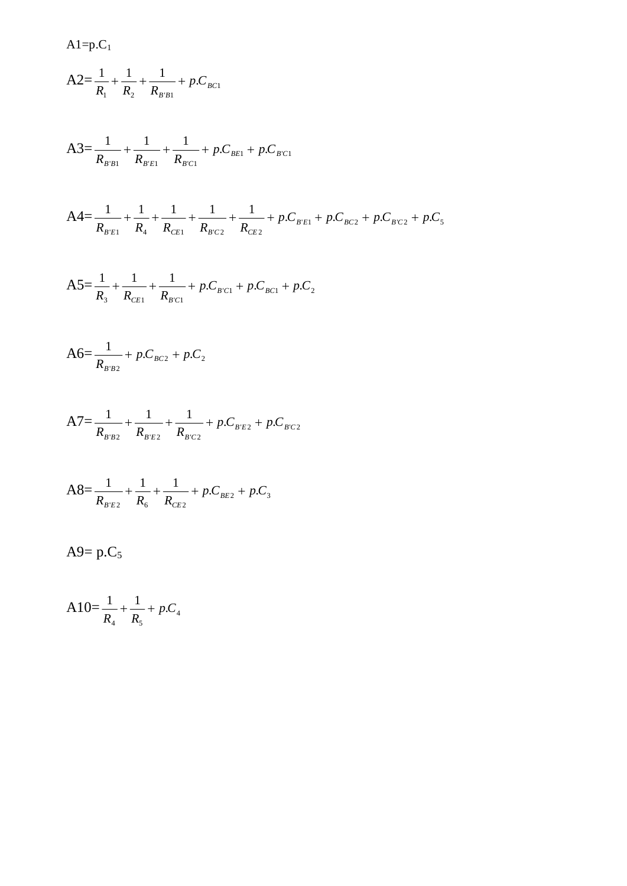A1=$p.C_1$

A2=$\frac{1}{R_1}+\frac{1}{R_2}+\frac{1}{R_{B'B1}}+p.C_{BC1}$

A3=$\frac{1}{R_{B'B1}}+\frac{1}{R_{B'E1}}+\frac{1}{R_{B'C1}}+p.C_{BE1}+p.C_{B'C1}$

A4=$\frac{1}{R_{B'E1}}+\frac{1}{R_4}+\frac{1}{R_{CE1}}+\frac{1}{R_{B'C2}}+\frac{1}{R_{CE2}}+p.C_{B'E1}+p.C_{BC2}+p.C_{B'C2}+p.C_5$

A5=$\frac{1}{R_3}+\frac{1}{R_{CE1}}+\frac{1}{R_{B'C1}}+p.C_{B'C1}+p.C_{BC1}+p.C_2$

A6=$\frac{1}{R_{B'B2}}+p.C_{BC2}+p.C_2$

A7=$\frac{1}{R_{B'B2}}+\frac{1}{R_{B'E2}}+\frac{1}{R_{B'C2}}+p.C_{B'E2}+p.C_{B'C2}$

A8=$\frac{1}{R_{B'E2}}+\frac{1}{R_6}+\frac{1}{R_{CE2}}+p.C_{BE2}+p.C_3$

A9= $p.C_5$

A10=$\frac{1}{R_4}+\frac{1}{R_5}+p.C_4$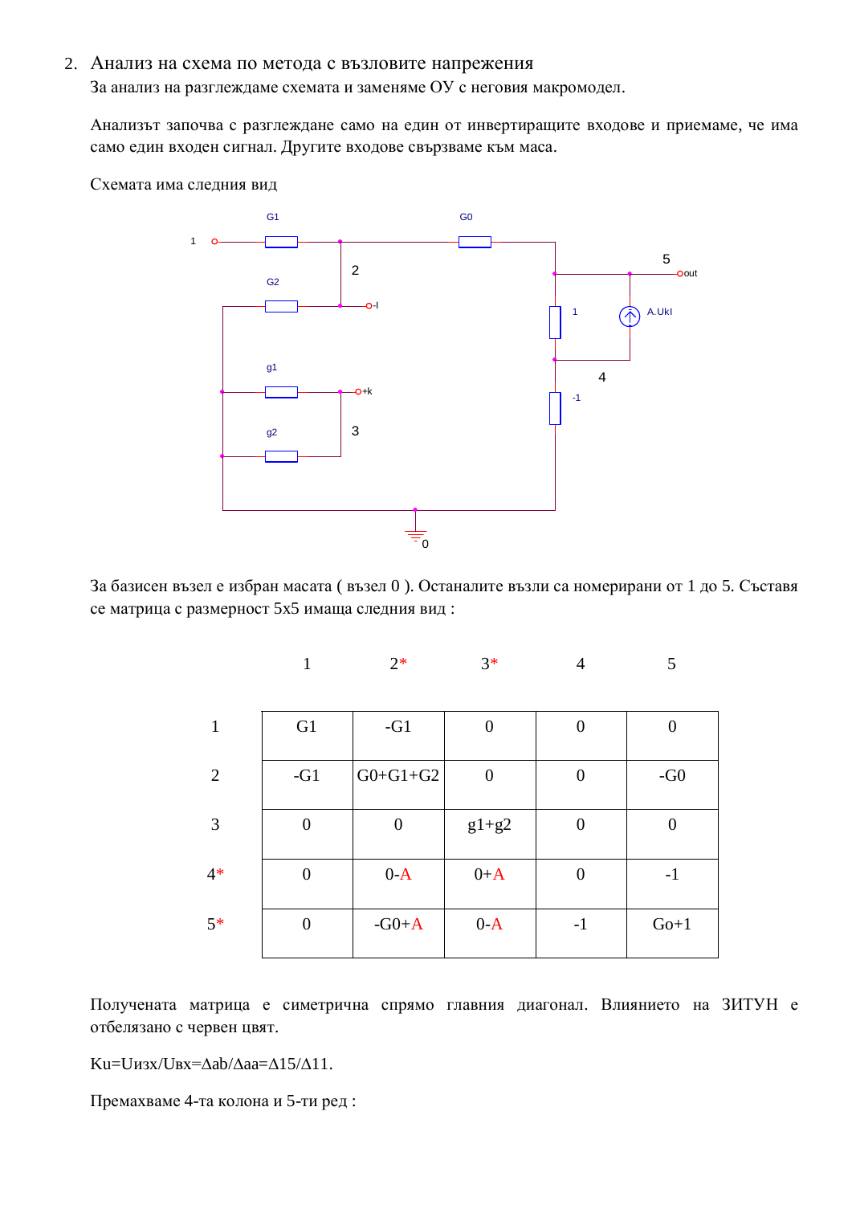2. Анализ на схема по метода с възловите напрежения

За анализ на разглеждаме схемата и заменяме ОУ с неговия макромодел.

Анализът започва с разглеждане само на един от инвертиращите входове и приемаме, че има само един входен сигнал. Другите входове свързваме към маса.

Схемата има следния вид

За базисен възел е избран масата ( възел 0 ). Останалите възли са номерирани от 1 до 5. Съставя се матрица с размерност 5x5 имаща следния вид :

| | 1 | 2* | 3* | 4 | 5 |
|---|---|---|---|---|---|
| 1 | G1 | -G1 | 0 | 0 | 0 |
| 2 | -G1 | G0+G1+G2 | 0 | 0 | -G0 |
| 3 | 0 | 0 | g1+g2 | 0 | 0 |
| 4* | 0 | 0-A | 0+A | 0 | -1 |
| 5* | 0 | -G0+A | 0-A | -1 | Go+1 |

Получената матрица е симетрична спрямо главния диагонал. Влиянието на ЗИТУН е отбелязано с червен цвят.

$K_u = U_{изх}/U_{вх} = \Delta ab/\Delta aa = \Delta 15/\Delta 11$.

Премахваме 4-та колона и 5-ти ред :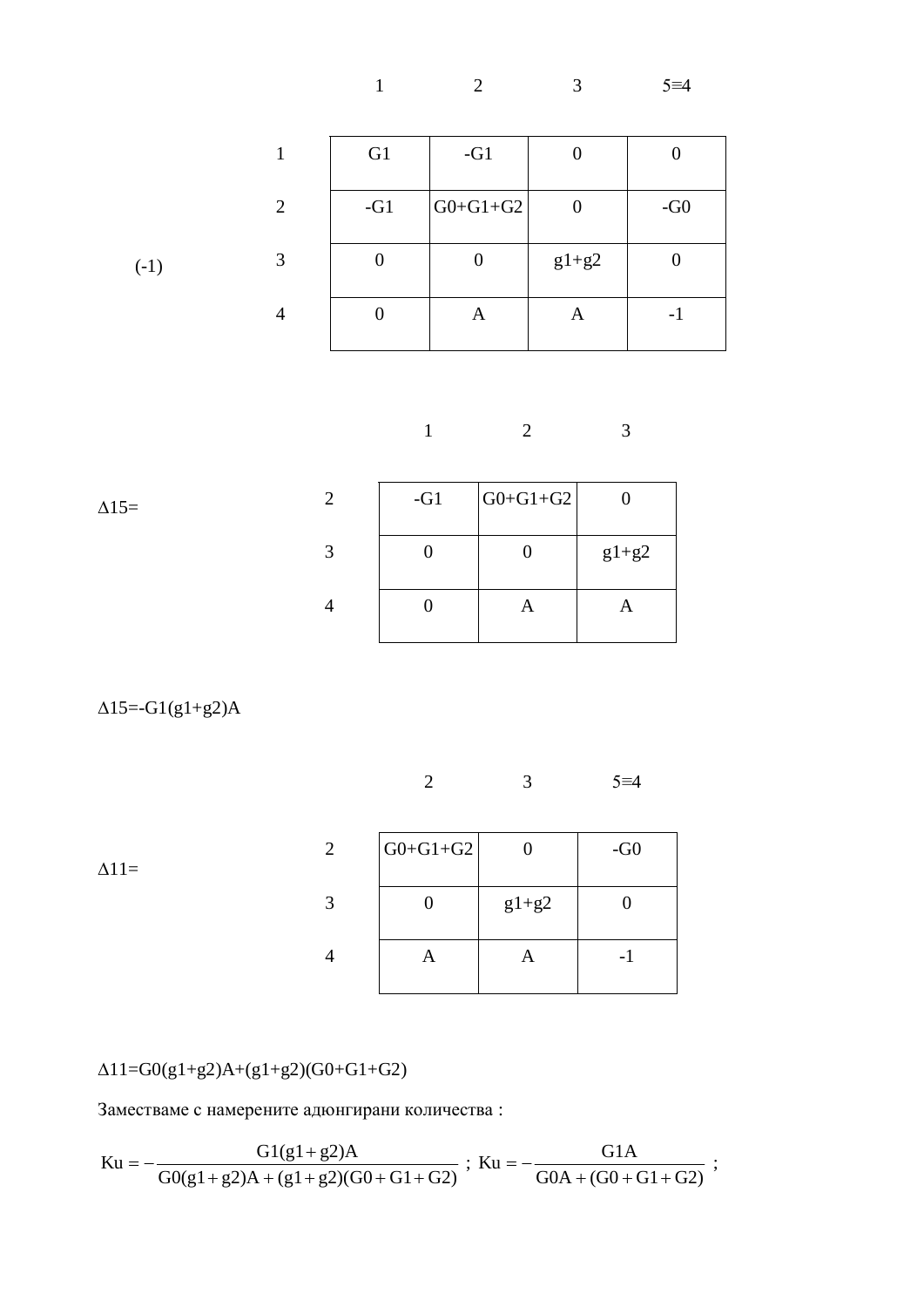| | 1 | 2 | 3 | 5≡4 |
|---|---|---|---|---|
| 1 | G1 | -G1 | 0 | 0 |
| 2 | -G1 | G0+G1+G2 | 0 | -G0 |
| 3 | 0 | 0 | g1+g2 | 0 |
| 4 | 0 | A | A | -1 |

(-1)

$\Delta$15=

| | 1 | 2 | 3 |
|---|---|---|---|
| 2 | -G1 | G0+G1+G2 | 0 |
| 3 | 0 | 0 | g1+g2 |
| 4 | 0 | A | A |

$\Delta 15 = -G1(g1+g2)A$

$\Delta$11=

| | 2 | 3 | 5≡4 |
|---|---|---|---|
| 2 | G0+G1+G2 | 0 | -G0 |
| 3 | 0 | g1+g2 | 0 |
| 4 | A | A | -1 |

$\Delta 11 = G0(g1+g2)A+(g1+g2)(G0+G1+G2)$

Заместваме с намерените адюнгирани количества :

$$Ku = -\frac{G1(g1+g2)A}{G0(g1+g2)A+(g1+g2)(G0+G1+G2)}\ ;\ Ku = -\frac{G1A}{G0A+(G0+G1+G2)}\ ;$$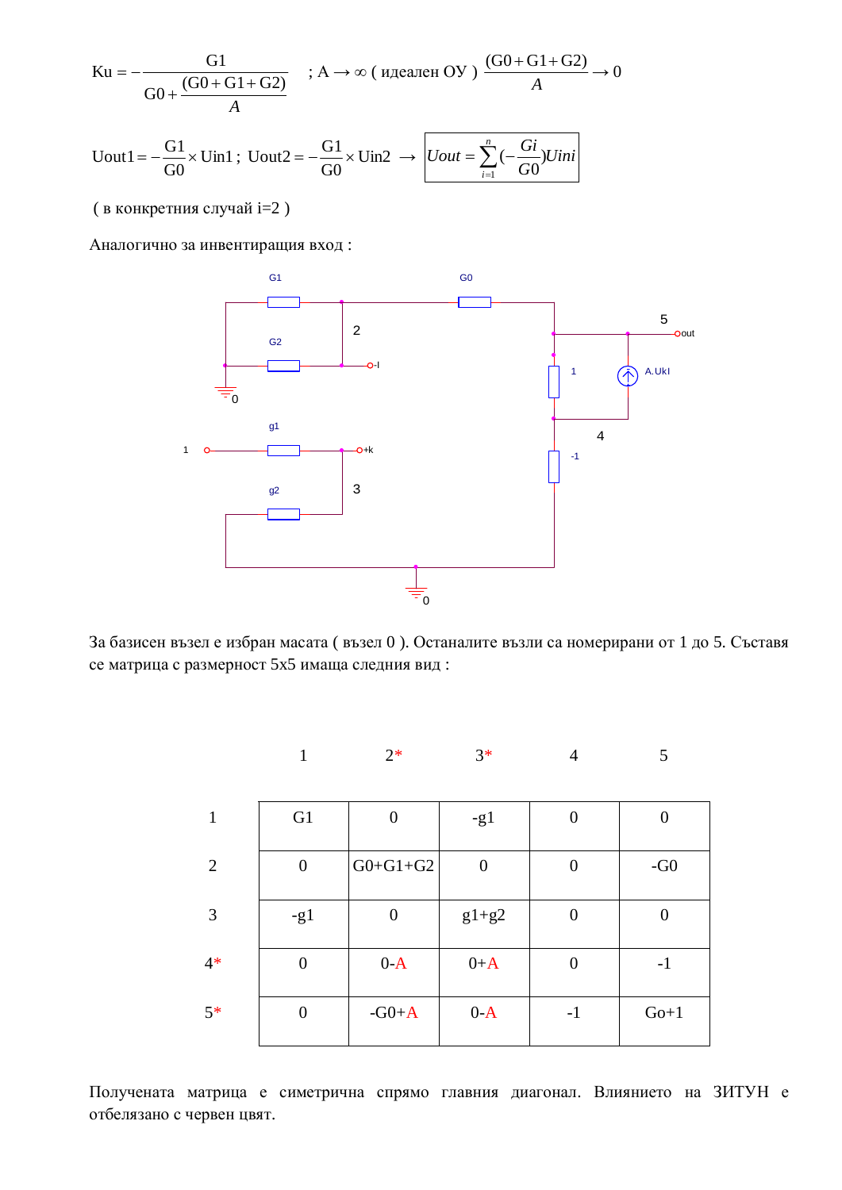$$Ku = -\frac{G1}{G0 + \frac{(G0+G1+G2)}{A}} \quad ; A \to \infty \text{ ( идеален ОУ ) } \frac{(G0+G1+G2)}{A} \to 0$$

$$Uout1 = -\frac{G1}{G0} \times Uin1 \; ; \; Uout2 = -\frac{G1}{G0} \times Uin2 \; \to \; \boxed{Uout = \sum_{i=1}^{n} \left(-\frac{Gi}{G0}\right) Uini}$$

( в конкретния случай i=2 )

Аналогично за инвентиращия вход :

За базисен възел е избран масата ( възел 0 ). Останалите възли са номерирани от 1 до 5. Съставя се матрица с размерност 5x5 имаща следния вид :

| | 1 | 2* | 3* | 4 | 5 |
|---|---|---|---|---|---|
| 1 | G1 | 0 | -g1 | 0 | 0 |
| 2 | 0 | G0+G1+G2 | 0 | 0 | -G0 |
| 3 | -g1 | 0 | g1+g2 | 0 | 0 |
| 4* | 0 | 0-A | 0+A | 0 | -1 |
| 5* | 0 | -G0+A | 0-A | -1 | Go+1 |

Получената матрица е симетрична спрямо главния диагонал. Влиянието на ЗИТУН е отбелязано с червен цвят.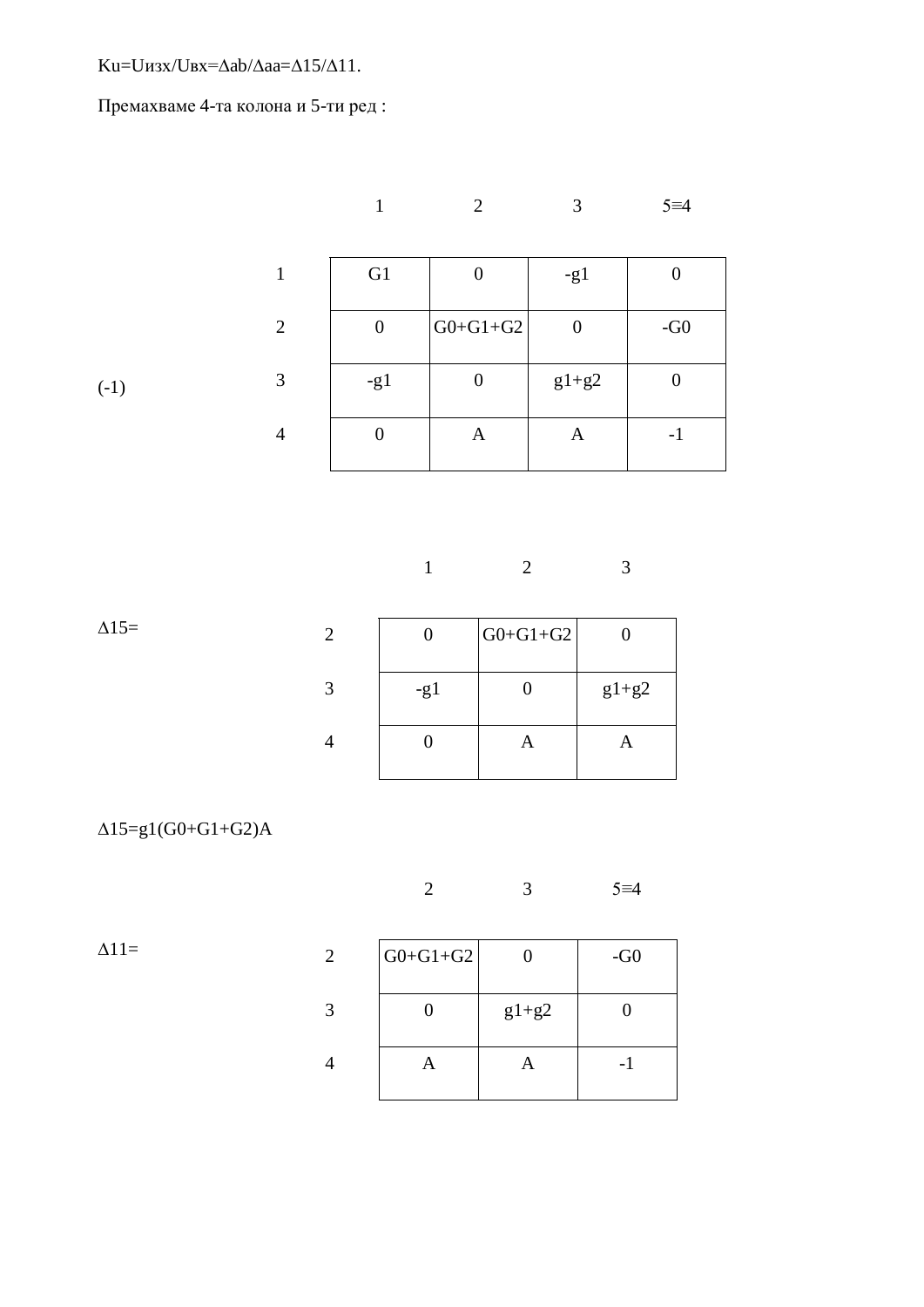$K_u = U_{изх}/U_{вх} = \Delta_{ab}/\Delta_{aa} = \Delta_{15}/\Delta_{11}$.

Премахваме 4-та колона и 5-ти ред :

(-1)

| | 1 | 2 | 3 | 5≡4 |
|---|---|---|---|---|
| 1 | G1 | 0 | -g1 | 0 |
| 2 | 0 | G0+G1+G2 | 0 | -G0 |
| 3 | -g1 | 0 | g1+g2 | 0 |
| 4 | 0 | A | A | -1 |

$\Delta_{15}$=

| | 1 | 2 | 3 |
|---|---|---|---|
| 2 | 0 | G0+G1+G2 | 0 |
| 3 | -g1 | 0 | g1+g2 |
| 4 | 0 | A | A |

$\Delta_{15} = g_1(G_0+G_1+G_2)A$

$\Delta_{11}$=

| | 2 | 3 | 5≡4 |
|---|---|---|---|
| 2 | G0+G1+G2 | 0 | -G0 |
| 3 | 0 | g1+g2 | 0 |
| 4 | A | A | -1 |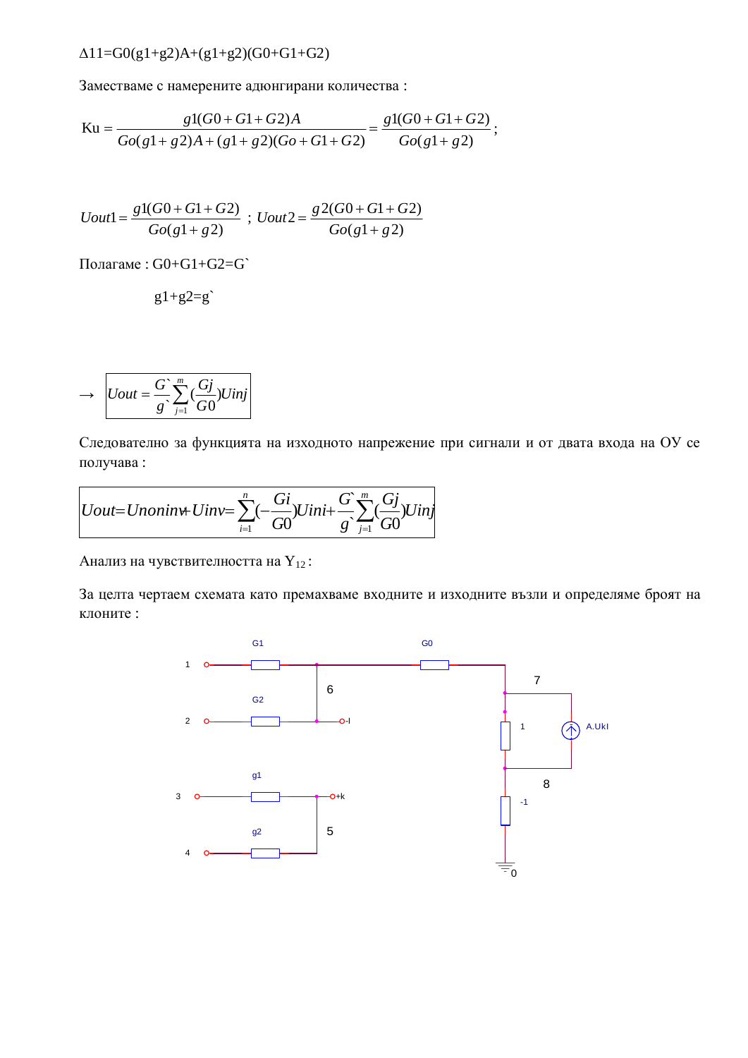$\Delta 11 = G0(g1+g2)A+(g1+g2)(G0+G1+G2)$

Заместваме с намерените адюнгирани количества :

$$Ku = \frac{g1(G0+G1+G2)A}{Go(g1+g2)A+(g1+g2)(Go+G1+G2)} = \frac{g1(G0+G1+G2)}{Go(g1+g2)};$$

$$Uout1 = \frac{g1(G0+G1+G2)}{Go(g1+g2)} \; ; \; Uout2 = \frac{g2(G0+G1+G2)}{Go(g1+g2)}$$

Полагаме : G0+G1+G2=G\`

g1+g2=g\`

$$\rightarrow \boxed{Uout = \frac{G`}{g`}\sum_{j=1}^{m}\left(\frac{Gj}{G0}\right)Uinj}$$

Следователно за функцията на изходното напрежение при сигнали и от двата входа на ОУ се получава :

$$\boxed{Uout = Unoninv + Uinv = \sum_{i=1}^{n}\left(-\frac{Gi}{G0}\right)Uini + \frac{G`}{g`}\sum_{j=1}^{m}\left(\frac{Gj}{G0}\right)Uinj}$$

Анализ на чувствителността на $Y_{12}$ :

За целта чертаем схемата като премахваме входните и изходните възли и определяме броят на клоните :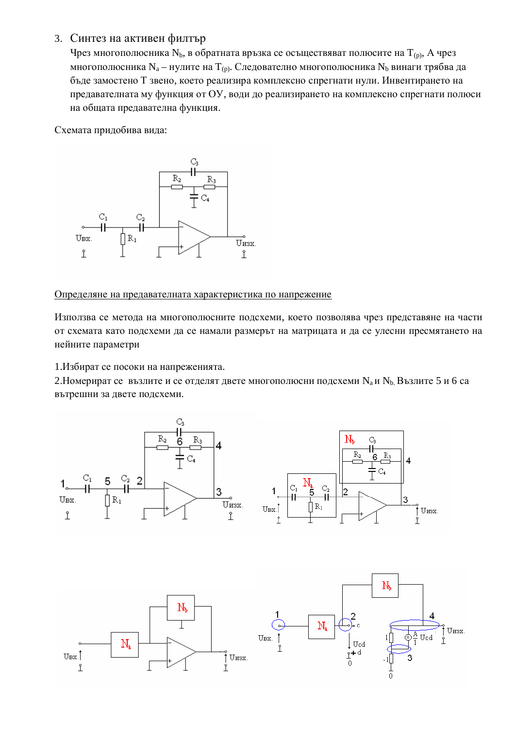3. Синтез на активен филтър

Чрез многополюсника $N_b$, в обратната връзка се осъществяват полюсите на $T_{(p)}$, А чрез многополюсника $N_a$ – нулите на $T_{(p)}$. Следователно многополюсника $N_b$ винаги трябва да бъде замостено Т звено, което реализира комплексно спрегнати нули. Инвентирането на предавателната му функция от ОУ, води до реализирането на комплексно спрегнати полюси на общата предавателна функция.

Схемата придобива вида:

<u>Определяне на предавателната характеристика по напрежение</u>

Използва се метода на многополюсните подсхеми, което позволява чрез представяне на части от схемата като подсхеми да се намали размерът на матрицата и да се улесни пресмятането на нейните параметри

1.Избират се посоки на напреженията.

2.Номерират се възлите и се отделят двете многополюсни подсхеми $N_a$ и $N_b$. Възлите 5 и 6 са вътрешни за двете подсхеми.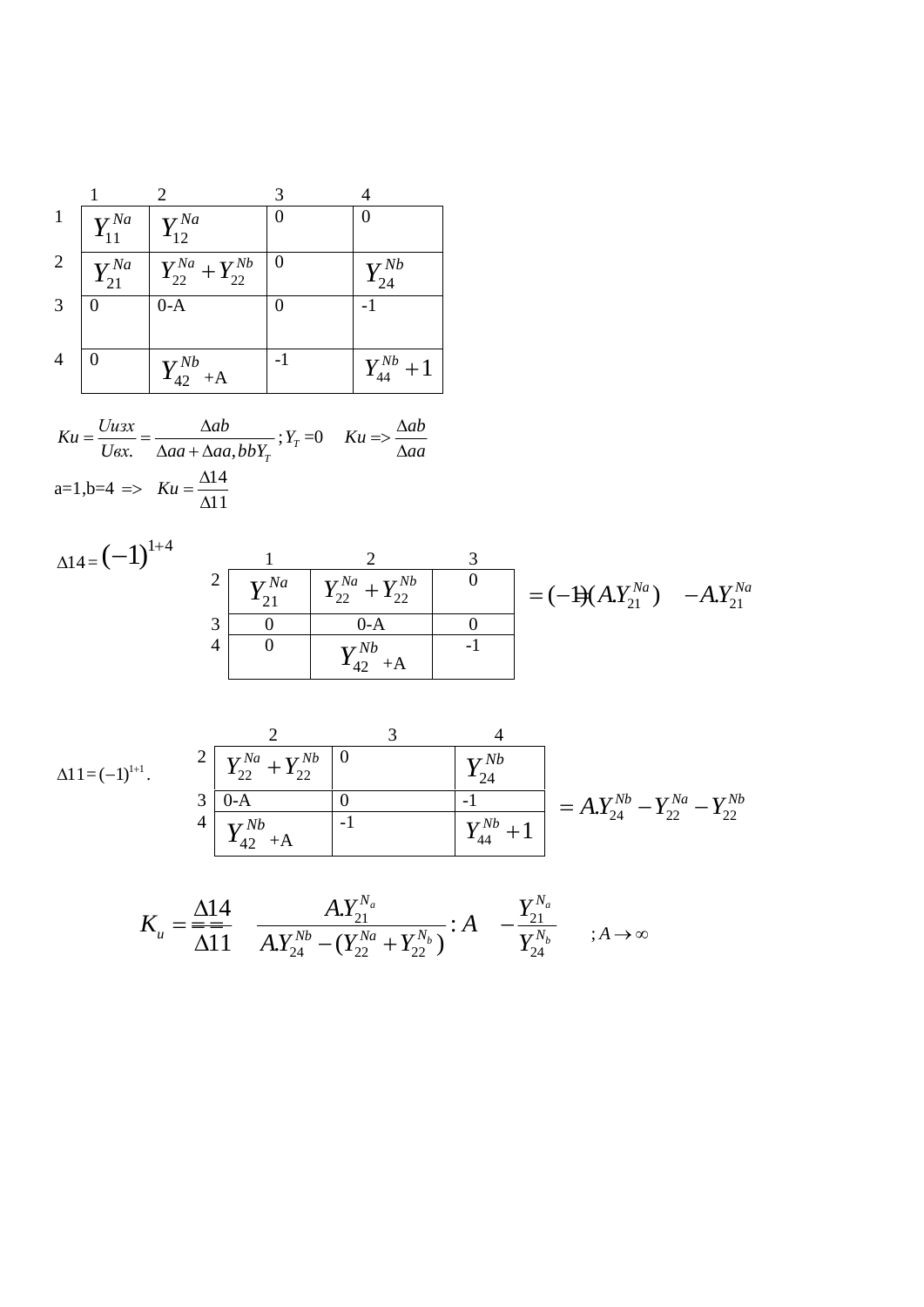| | 1 | 2 | 3 | 4 |
|---|---|---|---|---|
| 1 | $Y_{11}^{Na}$ | $Y_{12}^{Na}$ | 0 | 0 |
| 2 | $Y_{21}^{Na}$ | $Y_{22}^{Na}+Y_{22}^{Nb}$ | 0 | $Y_{24}^{Nb}$ |
| 3 | 0 | 0-A | 0 | -1 |
| 4 | 0 | $Y_{42}^{Nb}$ +A | -1 | $Y_{44}^{Nb}+1$ |

$$Ku=\frac{Uизх}{Uвх.}=\frac{\Delta ab}{\Delta aa+\Delta aa,bbY_T}\ ;Y_T=0 \quad Ku=>\frac{\Delta ab}{\Delta aa}$$

a=1,b=4 => $Ku=\dfrac{\Delta 14}{\Delta 11}$

$\Delta 14=(-1)^{1+4}$

| | 1 | 2 | 3 |
|---|---|---|---|
| 2 | $Y_{21}^{Na}$ | $Y_{22}^{Na}+Y_{22}^{Nb}$ | 0 |
| 3 | 0 | 0-A | 0 |
| 4 | 0 | $Y_{42}^{Nb}$ +A | -1 |

$$=(-1)(A.Y_{21}^{Na}) \quad -A.Y_{21}^{Na}$$

$\Delta 11=(-1)^{1+1}.$

| | 2 | 3 | 4 |
|---|---|---|---|
| 2 | $Y_{22}^{Na}+Y_{22}^{Nb}$ | 0 | $Y_{24}^{Nb}$ |
| 3 | 0-A | 0 | -1 |
| 4 | $Y_{42}^{Nb}$ +A | -1 | $Y_{44}^{Nb}+1$ |

$$=A.Y_{24}^{Nb}-Y_{22}^{Na}-Y_{22}^{Nb}$$

$$K_u=\frac{\Delta 14}{\Delta 11}=\frac{A.Y_{21}^{N_a}}{A.Y_{24}^{Nb}-(Y_{22}^{Na}+Y_{22}^{N_b})}:A \quad -\frac{Y_{21}^{N_a}}{Y_{24}^{N_b}} \quad ;A\to\infty$$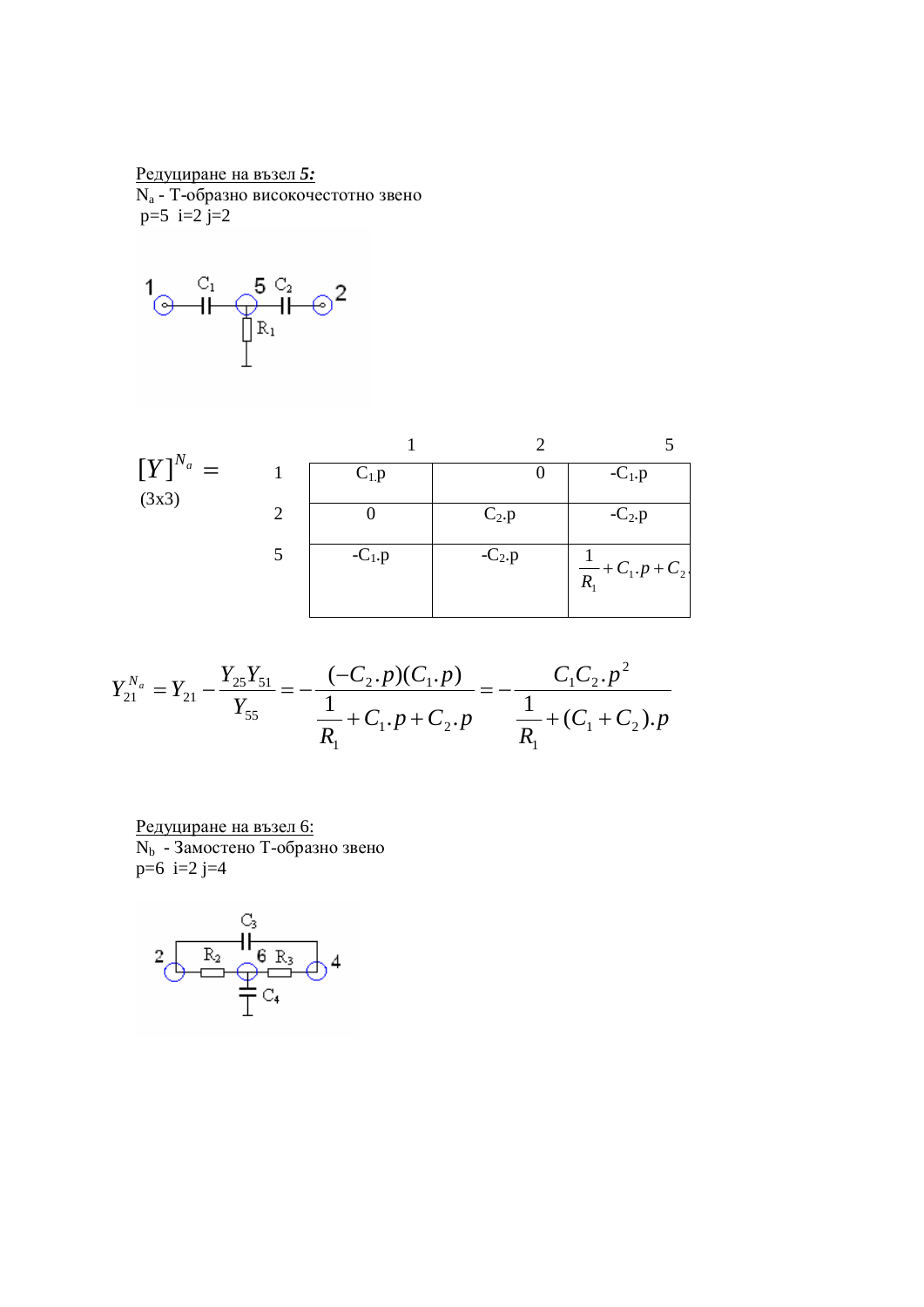Редуциране на възел *5:*

$N_a$ - Т-образно високочестотно звено

p=5 i=2 j=2

$[Y]^{N_a} =$ (3x3)

| | 1 | 2 | 5 |
|---|---|---|---|
| 1 | $C_1.p$ | 0 | $-C_1.p$ |
| 2 | 0 | $C_2.p$ | $-C_2.p$ |
| 5 | $-C_1.p$ | $-C_2.p$ | $\frac{1}{R_1}+C_1.p+C_2.p$ |

$$Y_{21}^{N_a} = Y_{21} - \frac{Y_{25}Y_{51}}{Y_{55}} = -\frac{(-C_2.p)(C_1.p)}{\frac{1}{R_1}+C_1.p+C_2.p} = -\frac{C_1C_2.p^2}{\frac{1}{R_1}+(C_1+C_2).p}$$

Редуциране на възел 6:

$N_b$ - Замостено Т-образно звено

p=6 i=2 j=4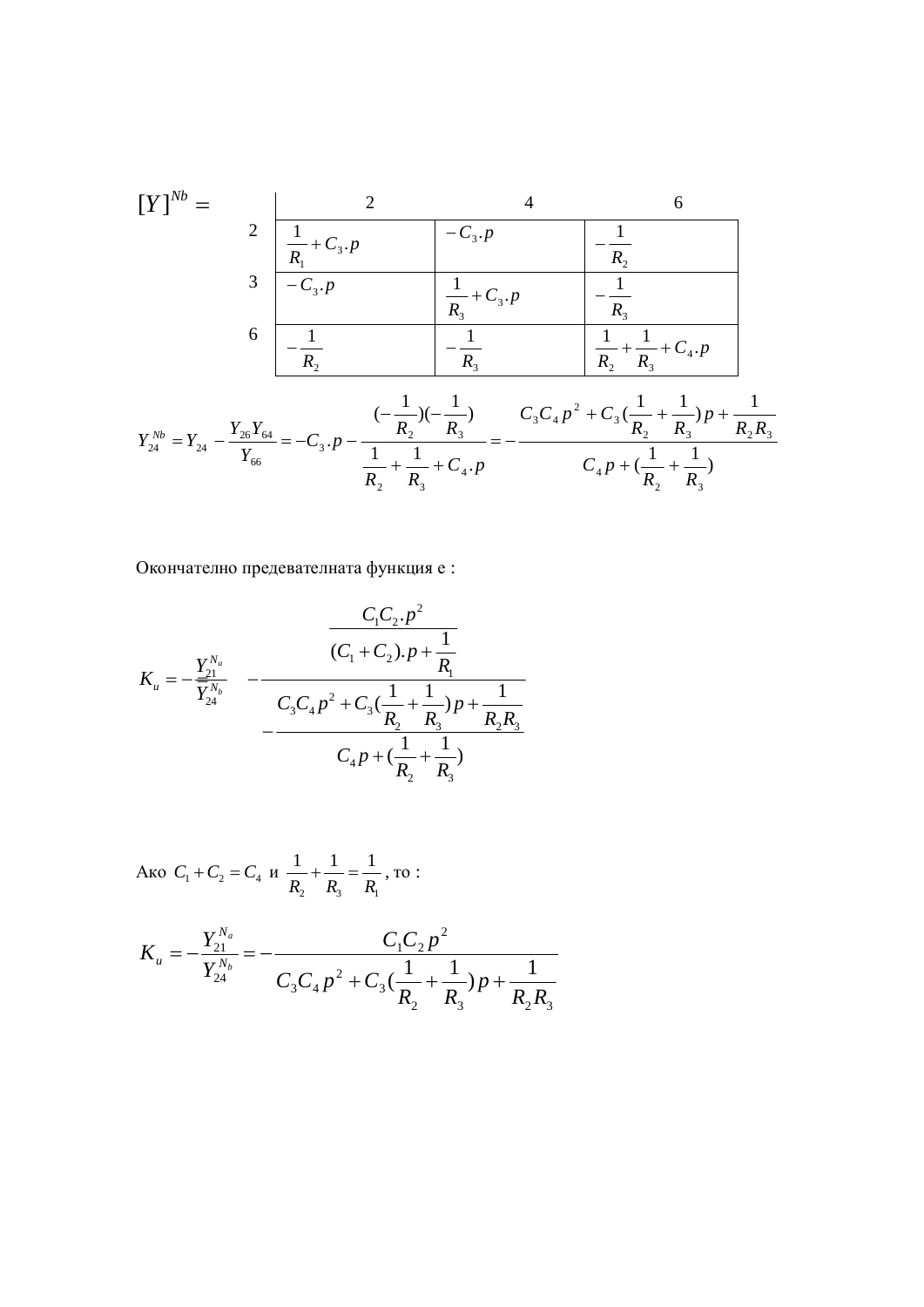$[Y]^{Nb} =$

| | 2 | 4 | 6 |
|---|---|---|---|
| 2 | $\frac{1}{R_1} + C_3.p$ | $-C_3.p$ | $-\frac{1}{R_2}$ |
| 3 | $-C_3.p$ | $\frac{1}{R_3} + C_3.p$ | $-\frac{1}{R_3}$ |
| 6 | $-\frac{1}{R_2}$ | $-\frac{1}{R_3}$ | $\frac{1}{R_2} + \frac{1}{R_3} + C_4.p$ |

$$Y_{24}^{Nb} = Y_{24} - \frac{Y_{26}Y_{64}}{Y_{66}} = -C_3.p - \frac{(-\frac{1}{R_2})(-\frac{1}{R_3})}{\frac{1}{R_2} + \frac{1}{R_3} + C_4.p} = -\frac{C_3C_4p^2 + C_3(\frac{1}{R_2} + \frac{1}{R_3})p + \frac{1}{R_2R_3}}{C_4p + (\frac{1}{R_2} + \frac{1}{R_3})}$$

Окончателно предевателната функция е :

$$K_u = -\frac{Y_{21}^{N_a}}{Y_{24}^{N_b}} = -\frac{\dfrac{C_1C_2.p^2}{(C_1 + C_2).p + \dfrac{1}{R_1}}}{-\dfrac{C_3C_4p^2 + C_3(\frac{1}{R_2} + \frac{1}{R_3})p + \frac{1}{R_2R_3}}{C_4p + (\frac{1}{R_2} + \frac{1}{R_3})}}$$

Ако $C_1 + C_2 = C_4$ и $\frac{1}{R_2} + \frac{1}{R_3} = \frac{1}{R_1}$, то :

$$K_u = -\frac{Y_{21}^{N_a}}{Y_{24}^{N_b}} = -\frac{C_1C_2p^2}{C_3C_4p^2 + C_3(\frac{1}{R_2} + \frac{1}{R_3})p + \frac{1}{R_2R_3}}$$